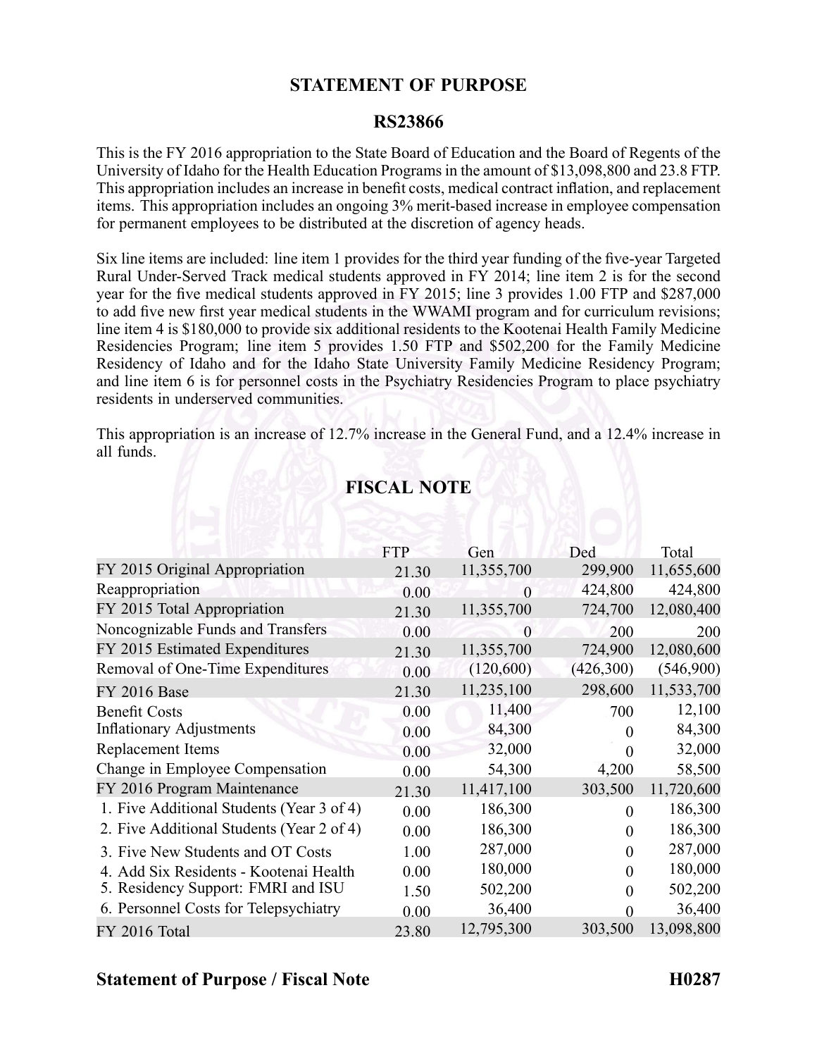# STATEMENT OF PURPOSE

## RS23866

This is the FY 2016 appropriation to the State Board of Education and the Board of Regents of the University of Idaho for the Health Education Programs in the amount of $13,098,800 and 23.8 FTP. This appropriation includes an increase in benefit costs, medical contract inflation, and replacement items. This appropriation includes an ongoing 3% merit-based increase in employee compensation for permanent employees to be distributed at the discretion of agency heads.

Six line items are included: line item 1 provides for the third year funding of the five-year Targeted Rural Under-Served Track medical students approved in FY 2014; line item 2 is for the second year for the five medical students approved in FY 2015; line 3 provides 1.00 FTP and $287,000 to add five new first year medical students in the WWAMI program and for curriculum revisions; line item 4 is $180,000 to provide six additional residents to the Kootenai Health Family Medicine Residencies Program; line item 5 provides 1.50 FTP and $502,200 for the Family Medicine Residency of Idaho and for the Idaho State University Family Medicine Residency Program; and line item 6 is for personnel costs in the Psychiatry Residencies Program to place psychiatry residents in underserved communities.

This appropriation is an increase of 12.7% increase in the General Fund, and a 12.4% increase in all funds.

## FISCAL NOTE

| | FTP | Gen | Ded | Total |
|---|---|---|---|---|
| FY 2015 Original Appropriation | 21.30 | 11,355,700 | 299,900 | 11,655,600 |
| Reappropriation | 0.00 | 0 | 424,800 | 424,800 |
| FY 2015 Total Appropriation | 21.30 | 11,355,700 | 724,700 | 12,080,400 |
| Noncognizable Funds and Transfers | 0.00 | 0 | 200 | 200 |
| FY 2015 Estimated Expenditures | 21.30 | 11,355,700 | 724,900 | 12,080,600 |
| Removal of One-Time Expenditures | 0.00 | (120,600) | (426,300) | (546,900) |
| FY 2016 Base | 21.30 | 11,235,100 | 298,600 | 11,533,700 |
| Benefit Costs | 0.00 | 11,400 | 700 | 12,100 |
| Inflationary Adjustments | 0.00 | 84,300 | 0 | 84,300 |
| Replacement Items | 0.00 | 32,000 | 0 | 32,000 |
| Change in Employee Compensation | 0.00 | 54,300 | 4,200 | 58,500 |
| FY 2016 Program Maintenance | 21.30 | 11,417,100 | 303,500 | 11,720,600 |
| 1. Five Additional Students (Year 3 of 4) | 0.00 | 186,300 | 0 | 186,300 |
| 2. Five Additional Students (Year 2 of 4) | 0.00 | 186,300 | 0 | 186,300 |
| 3. Five New Students and OT Costs | 1.00 | 287,000 | 0 | 287,000 |
| 4. Add Six Residents - Kootenai Health | 0.00 | 180,000 | 0 | 180,000 |
| 5. Residency Support: FMRI and ISU | 1.50 | 502,200 | 0 | 502,200 |
| 6. Personnel Costs for Telepsychiatry | 0.00 | 36,400 | 0 | 36,400 |
| FY 2016 Total | 23.80 | 12,795,300 | 303,500 | 13,098,800 |

**Statement of Purpose / Fiscal Note** **H0287**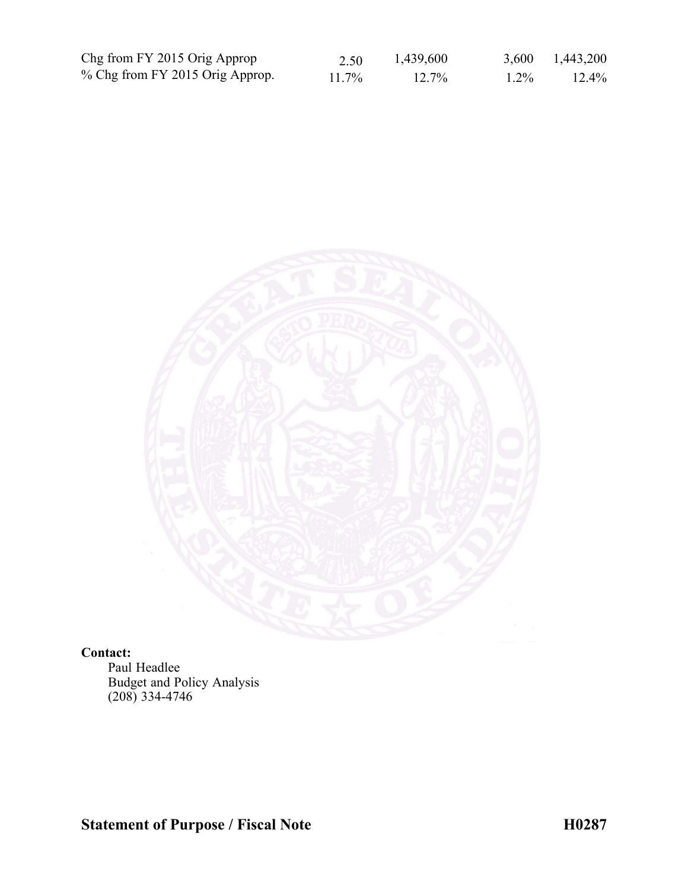| | | | | |
|---|---|---|---|---|
| Chg from FY 2015 Orig Approp | 2.50 | 1,439,600 | 3,600 | 1,443,200 |
| % Chg from FY 2015 Orig Approp. | 11.7% | 12.7% | 1.2% | 12.4% |

**Contact:**

Paul Headlee
Budget and Policy Analysis
(208) 334-4746

**Statement of Purpose / Fiscal Note** **H0287**